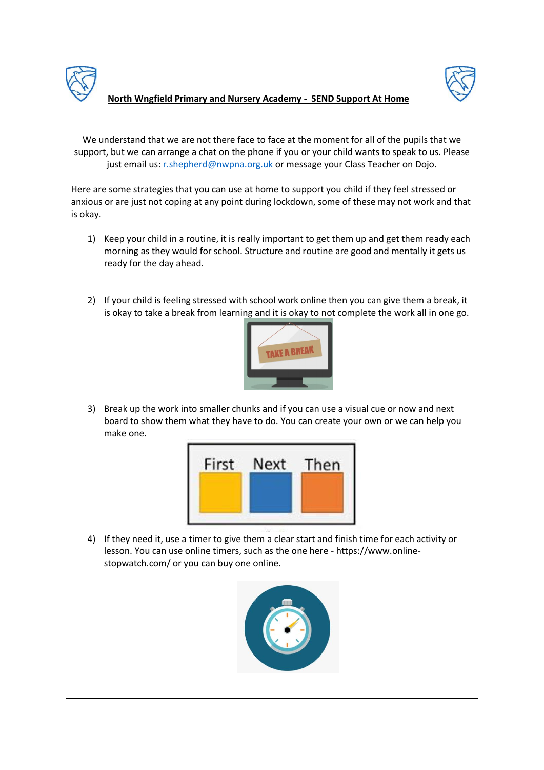# North Wngfield Primary and Nursery Academy - SEND Support At Home

We understand that we are not there face to face at the moment for all of the pupils that we support, but we can arrange a chat on the phone if you or your child wants to speak to us. Please just email us: [r.shepherd@nwpna.org.uk](mailto:r.shepherd@nwpna.org.uk) or message your Class Teacher on Dojo.

Here are some strategies that you can use at home to support you child if they feel stressed or anxious or are just not coping at any point during lockdown, some of these may not work and that is okay.

1) Keep your child in a routine, it is really important to get them up and get them ready each morning as they would for school. Structure and routine are good and mentally it gets us ready for the day ahead.

2) If your child is feeling stressed with school work online then you can give them a break, it is okay to take a break from learning and it is okay to not complete the work all in one go.

3) Break up the work into smaller chunks and if you can use a visual cue or now and next board to show them what they have to do. You can create your own or we can help you make one.

4) If they need it, use a timer to give them a clear start and finish time for each activity or lesson. You can use online timers, such as the one here - https://www.online-stopwatch.com/ or you can buy one online.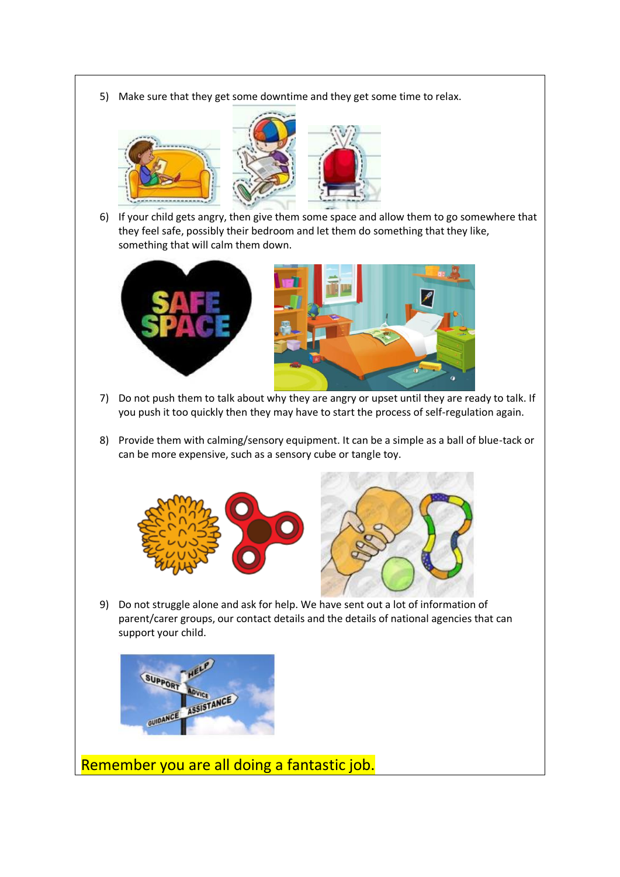5) Make sure that they get some downtime and they get some time to relax.

6) If your child gets angry, then give them some space and allow them to go somewhere that they feel safe, possibly their bedroom and let them do something that they like, something that will calm them down.

7) Do not push them to talk about why they are angry or upset until they are ready to talk. If you push it too quickly then they may have to start the process of self-regulation again.

8) Provide them with calming/sensory equipment. It can be a simple as a ball of blue-tack or can be more expensive, such as a sensory cube or tangle toy.

9) Do not struggle alone and ask for help. We have sent out a lot of information of parent/carer groups, our contact details and the details of national agencies that can support your child.

Remember you are all doing a fantastic job.